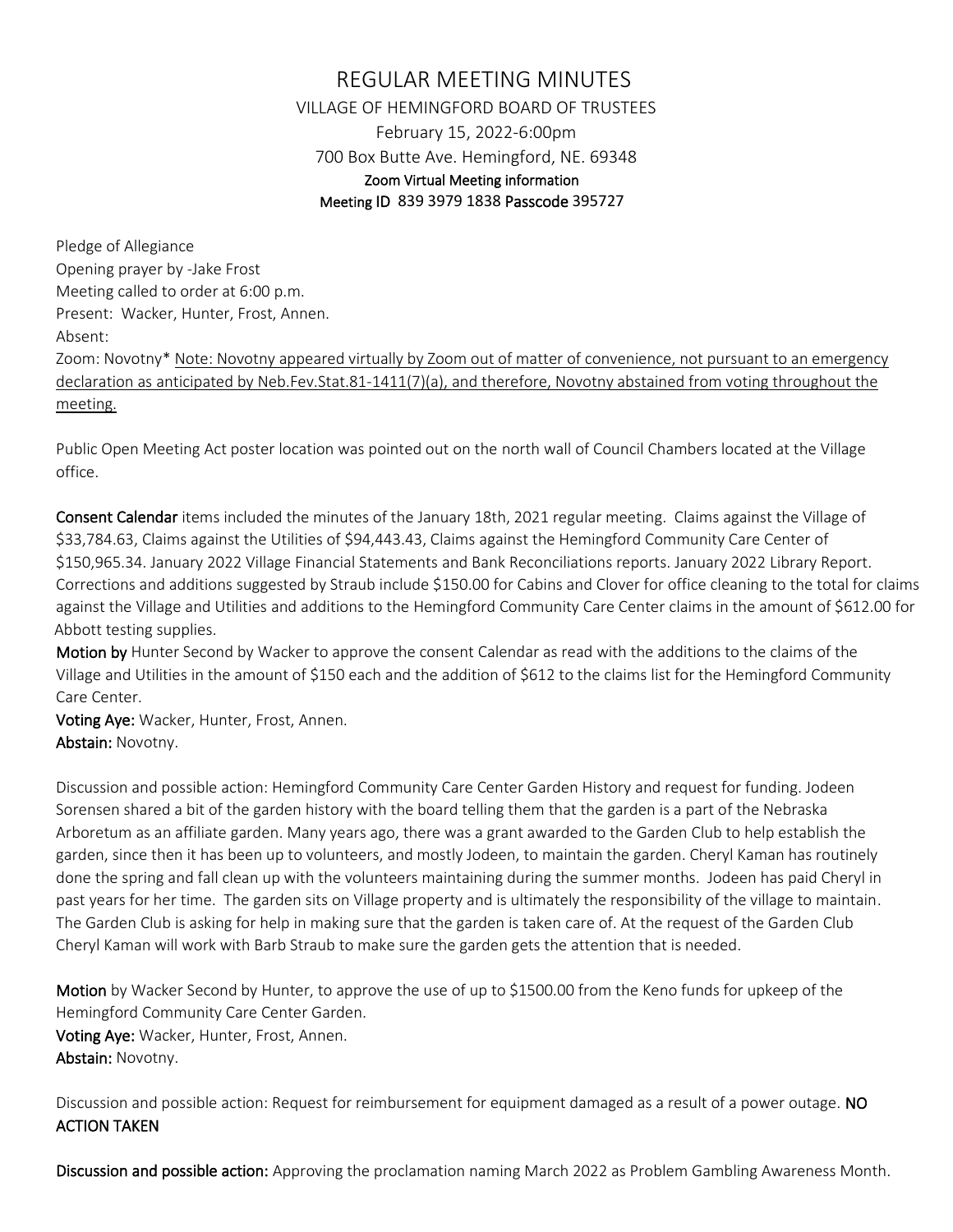# REGULAR MEETING MINUTES

VILLAGE OF HEMINGFORD BOARD OF TRUSTEES

February 15, 2022-6:00pm

700 Box Butte Ave. Hemingford, NE. 69348

**Zoom Virtual Meeting information**

**Meeting ID** 839 3979 1838 **Passcode** 395727

Pledge of Allegiance
Opening prayer by -Jake Frost
Meeting called to order at 6:00 p.m.
Present: Wacker, Hunter, Frost, Annen.
Absent:
Zoom: Novotny* Note: Novotny appeared virtually by Zoom out of matter of convenience, not pursuant to an emergency declaration as anticipated by Neb.Fev.Stat.81-1411(7)(a), and therefore, Novotny abstained from voting throughout the meeting.

Public Open Meeting Act poster location was pointed out on the north wall of Council Chambers located at the Village office.

**Consent Calendar** items included the minutes of the January 18th, 2021 regular meeting. Claims against the Village of $33,784.63, Claims against the Utilities of $94,443.43, Claims against the Hemingford Community Care Center of $150,965.34. January 2022 Village Financial Statements and Bank Reconciliations reports. January 2022 Library Report. Corrections and additions suggested by Straub include $150.00 for Cabins and Clover for office cleaning to the total for claims against the Village and Utilities and additions to the Hemingford Community Care Center claims in the amount of $612.00 for Abbott testing supplies.

**Motion by** Hunter Second by Wacker to approve the consent Calendar as read with the additions to the claims of the Village and Utilities in the amount of $150 each and the addition of $612 to the claims list for the Hemingford Community Care Center.

**Voting Aye:** Wacker, Hunter, Frost, Annen.
**Abstain:** Novotny.

Discussion and possible action: Hemingford Community Care Center Garden History and request for funding. Jodeen Sorensen shared a bit of the garden history with the board telling them that the garden is a part of the Nebraska Arboretum as an affiliate garden. Many years ago, there was a grant awarded to the Garden Club to help establish the garden, since then it has been up to volunteers, and mostly Jodeen, to maintain the garden. Cheryl Kaman has routinely done the spring and fall clean up with the volunteers maintaining during the summer months. Jodeen has paid Cheryl in past years for her time. The garden sits on Village property and is ultimately the responsibility of the village to maintain. The Garden Club is asking for help in making sure that the garden is taken care of. At the request of the Garden Club Cheryl Kaman will work with Barb Straub to make sure the garden gets the attention that is needed.

**Motion** by Wacker Second by Hunter, to approve the use of up to $1500.00 from the Keno funds for upkeep of the Hemingford Community Care Center Garden.

**Voting Aye:** Wacker, Hunter, Frost, Annen.
**Abstain:** Novotny.

Discussion and possible action: Request for reimbursement for equipment damaged as a result of a power outage. **NO ACTION TAKEN**

**Discussion and possible action:** Approving the proclamation naming March 2022 as Problem Gambling Awareness Month.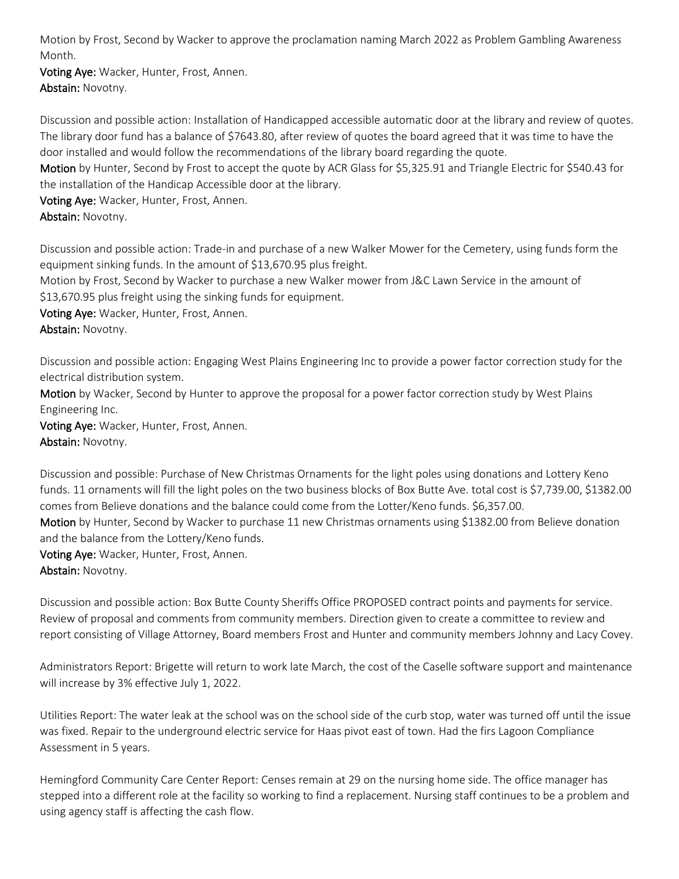Motion by Frost, Second by Wacker to approve the proclamation naming March 2022 as Problem Gambling Awareness Month.
**Voting Aye:** Wacker, Hunter, Frost, Annen.
**Abstain:** Novotny.

Discussion and possible action: Installation of Handicapped accessible automatic door at the library and review of quotes. The library door fund has a balance of $7643.80, after review of quotes the board agreed that it was time to have the door installed and would follow the recommendations of the library board regarding the quote.
**Motion** by Hunter, Second by Frost to accept the quote by ACR Glass for $5,325.91 and Triangle Electric for $540.43 for the installation of the Handicap Accessible door at the library.
**Voting Aye:** Wacker, Hunter, Frost, Annen.
**Abstain:** Novotny.

Discussion and possible action: Trade-in and purchase of a new Walker Mower for the Cemetery, using funds form the equipment sinking funds. In the amount of $13,670.95 plus freight.
Motion by Frost, Second by Wacker to purchase a new Walker mower from J&C Lawn Service in the amount of $13,670.95 plus freight using the sinking funds for equipment.
**Voting Aye:** Wacker, Hunter, Frost, Annen.
**Abstain:** Novotny.

Discussion and possible action: Engaging West Plains Engineering Inc to provide a power factor correction study for the electrical distribution system.
**Motion** by Wacker, Second by Hunter to approve the proposal for a power factor correction study by West Plains Engineering Inc.
**Voting Aye:** Wacker, Hunter, Frost, Annen.
**Abstain:** Novotny.

Discussion and possible: Purchase of New Christmas Ornaments for the light poles using donations and Lottery Keno funds. 11 ornaments will fill the light poles on the two business blocks of Box Butte Ave. total cost is $7,739.00, $1382.00 comes from Believe donations and the balance could come from the Lotter/Keno funds. $6,357.00.
**Motion** by Hunter, Second by Wacker to purchase 11 new Christmas ornaments using $1382.00 from Believe donation and the balance from the Lottery/Keno funds.
**Voting Aye:** Wacker, Hunter, Frost, Annen.
**Abstain:** Novotny.

Discussion and possible action: Box Butte County Sheriffs Office PROPOSED contract points and payments for service. Review of proposal and comments from community members. Direction given to create a committee to review and report consisting of Village Attorney, Board members Frost and Hunter and community members Johnny and Lacy Covey.

Administrators Report: Brigette will return to work late March, the cost of the Caselle software support and maintenance will increase by 3% effective July 1, 2022.

Utilities Report: The water leak at the school was on the school side of the curb stop, water was turned off until the issue was fixed. Repair to the underground electric service for Haas pivot east of town. Had the firs Lagoon Compliance Assessment in 5 years.

Hemingford Community Care Center Report: Censes remain at 29 on the nursing home side. The office manager has stepped into a different role at the facility so working to find a replacement. Nursing staff continues to be a problem and using agency staff is affecting the cash flow.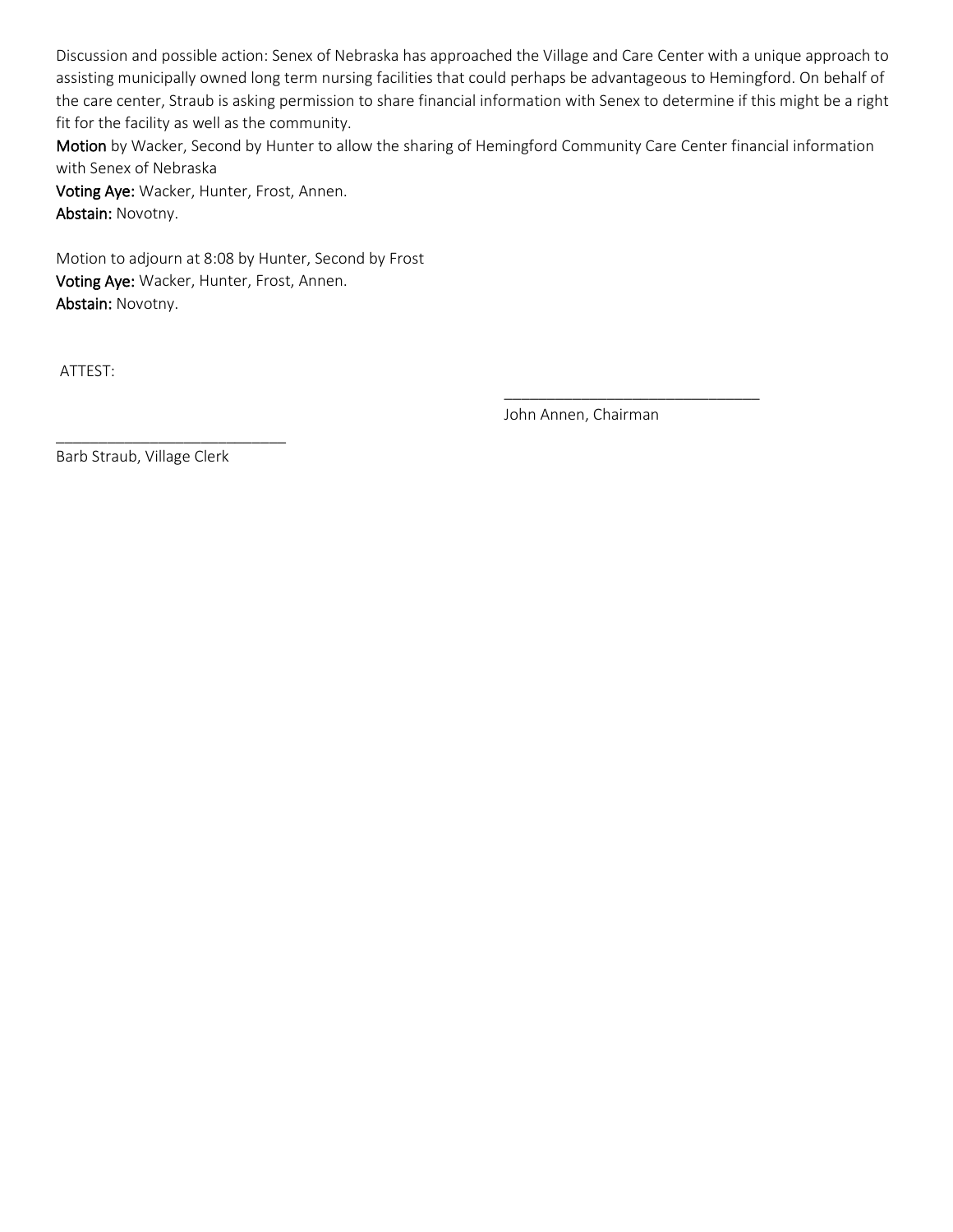Discussion and possible action: Senex of Nebraska has approached the Village and Care Center with a unique approach to assisting municipally owned long term nursing facilities that could perhaps be advantageous to Hemingford. On behalf of the care center, Straub is asking permission to share financial information with Senex to determine if this might be a right fit for the facility as well as the community.

**Motion** by Wacker, Second by Hunter to allow the sharing of Hemingford Community Care Center financial information with Senex of Nebraska

**Voting Aye:** Wacker, Hunter, Frost, Annen.

**Abstain:** Novotny.

Motion to adjourn at 8:08 by Hunter, Second by Frost

**Voting Aye:** Wacker, Hunter, Frost, Annen.

**Abstain:** Novotny.

ATTEST:

\_\_\_\_\_\_\_\_\_\_\_\_\_\_\_\_\_\_\_\_\_\_\_\_\_\_\_\_\_\_

John Annen, Chairman

\_\_\_\_\_\_\_\_\_\_\_\_\_\_\_\_\_\_\_\_\_\_\_\_\_\_\_\_

Barb Straub, Village Clerk